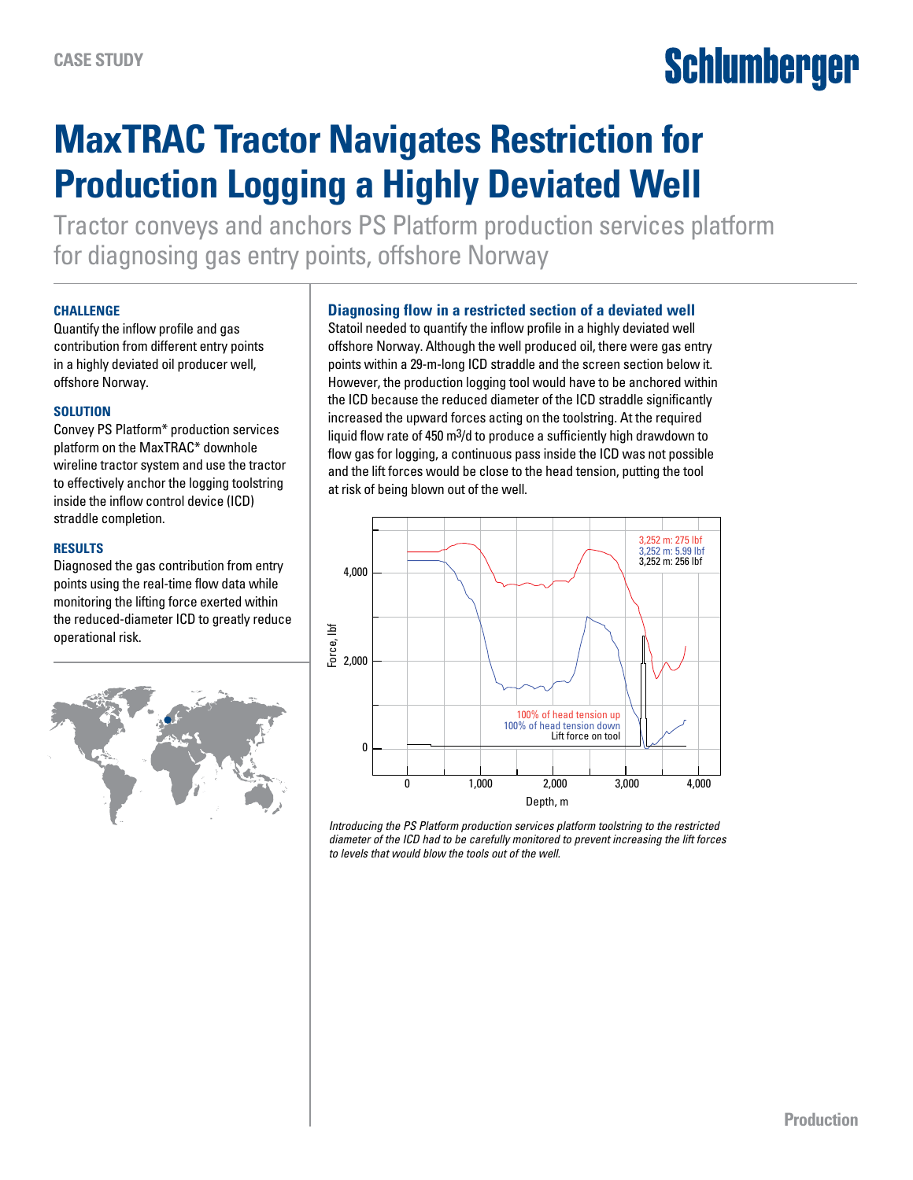CASE STUDY

# MaxTRAC Tractor Navigates Restriction for Production Logging a Highly Deviated Well

Tractor conveys and anchors PS Platform production services platform for diagnosing gas entry points, offshore Norway

### CHALLENGE

Quantify the inflow profile and gas contribution from different entry points in a highly deviated oil producer well, offshore Norway.

### SOLUTION

Convey PS Platform* production services platform on the MaxTRAC* downhole wireline tractor system and use the tractor to effectively anchor the logging toolstring inside the inflow control device (ICD) straddle completion.

### RESULTS

Diagnosed the gas contribution from entry points using the real-time flow data while monitoring the lifting force exerted within the reduced-diameter ICD to greatly reduce operational risk.

## Diagnosing flow in a restricted section of a deviated well

Statoil needed to quantify the inflow profile in a highly deviated well offshore Norway. Although the well produced oil, there were gas entry points within a 29-m-long ICD straddle and the screen section below it. However, the production logging tool would have to be anchored within the ICD because the reduced diameter of the ICD straddle significantly increased the upward forces acting on the toolstring. At the required liquid flow rate of 450 m$^3$/d to produce a sufficiently high drawdown to flow gas for logging, a continuous pass inside the ICD was not possible and the lift forces would be close to the head tension, putting the tool at risk of being blown out of the well.

*Introducing the PS Platform production services platform toolstring to the restricted diameter of the ICD had to be carefully monitored to prevent increasing the lift forces to levels that would blow the tools out of the well.*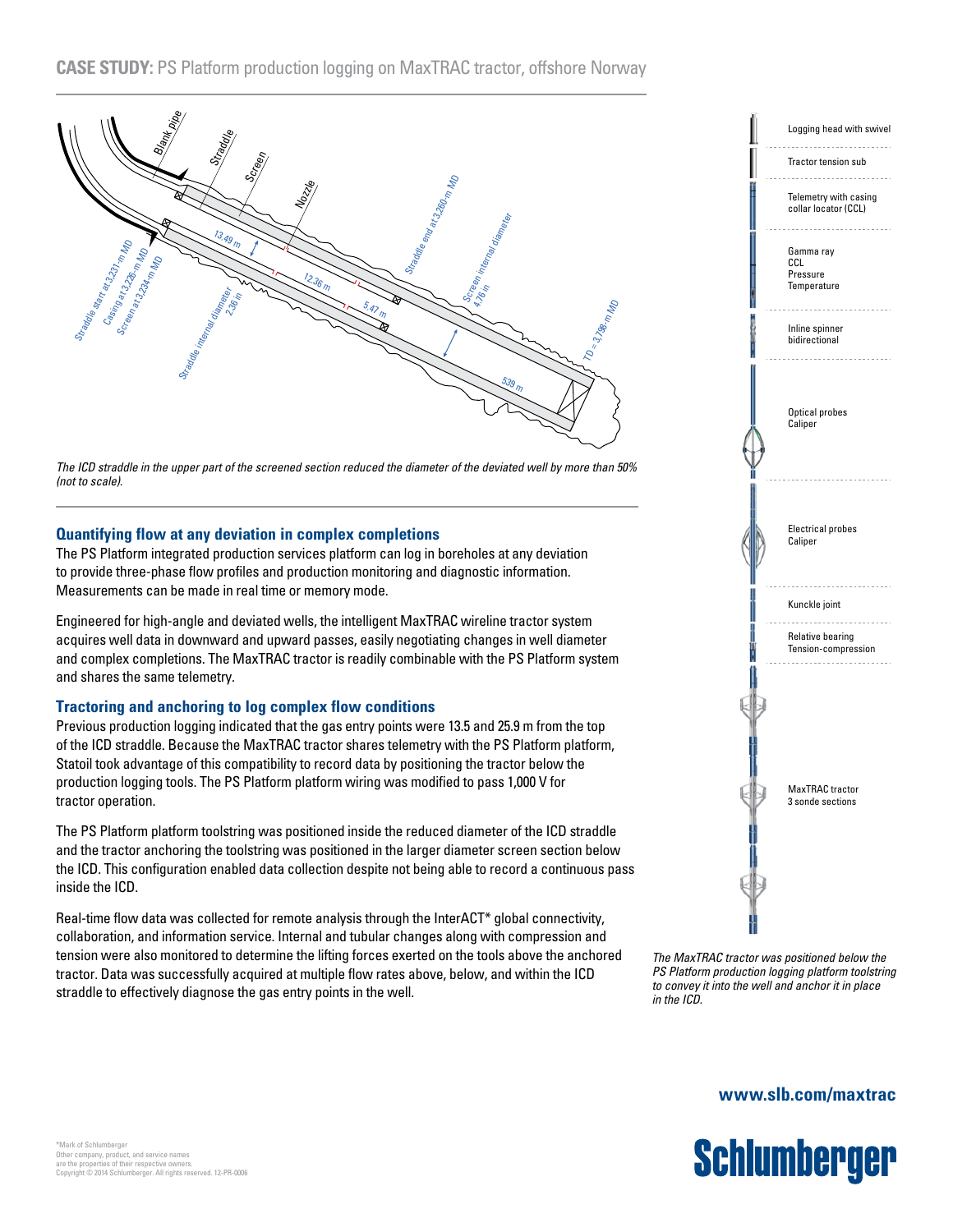## CASE STUDY: PS Platform production logging on MaxTRAC tractor, offshore Norway

Blank pipe
Straddle
Screen
Nozzle
Straddle end at 3,260-m MD
Screen internal diameter 4.76 in
Straddle start at 3,231-m MD
Casing at 3,226-m MD
Screen at 3,234-m MD
13.49 m
12.36 m
5.47 m
Straddle internal diameter 2.36 in
539 m
TD = 3,798-m MD

*The ICD straddle in the upper part of the screened section reduced the diameter of the deviated well by more than 50% (not to scale).*

### Quantifying flow at any deviation in complex completions

The PS Platform integrated production services platform can log in boreholes at any deviation to provide three-phase flow profiles and production monitoring and diagnostic information. Measurements can be made in real time or memory mode.

Engineered for high-angle and deviated wells, the intelligent MaxTRAC wireline tractor system acquires well data in downward and upward passes, easily negotiating changes in well diameter and complex completions. The MaxTRAC tractor is readily combinable with the PS Platform system and shares the same telemetry.

### Tractoring and anchoring to log complex flow conditions

Previous production logging indicated that the gas entry points were 13.5 and 25.9 m from the top of the ICD straddle. Because the MaxTRAC tractor shares telemetry with the PS Platform platform, Statoil took advantage of this compatibility to record data by positioning the tractor below the production logging tools. The PS Platform platform wiring was modified to pass 1,000 V for tractor operation.

The PS Platform platform toolstring was positioned inside the reduced diameter of the ICD straddle and the tractor anchoring the toolstring was positioned in the larger diameter screen section below the ICD. This configuration enabled data collection despite not being able to record a continuous pass inside the ICD.

Real-time flow data was collected for remote analysis through the InterACT* global connectivity, collaboration, and information service. Internal and tubular changes along with compression and tension were also monitored to determine the lifting forces exerted on the tools above the anchored tractor. Data was successfully acquired at multiple flow rates above, below, and within the ICD straddle to effectively diagnose the gas entry points in the well.

Logging head with swivel
Tractor tension sub
Telemetry with casing collar locator (CCL)
Gamma ray
CCL
Pressure
Temperature
Inline spinner bidirectional
Optical probes
Caliper
Electrical probes
Caliper
Kunckle joint
Relative bearing
Tension-compression
MaxTRAC tractor
3 sonde sections

*The MaxTRAC tractor was positioned below the PS Platform production logging platform toolstring to convey it into the well and anchor it in place in the ICD.*

**www.slb.com/maxtrac**

*Mark of Schlumberger
Other company, product, and service names are the properties of their respective owners.
Copyright © 2014 Schlumberger. All rights reserved. 12-PR-0006

Schlumberger